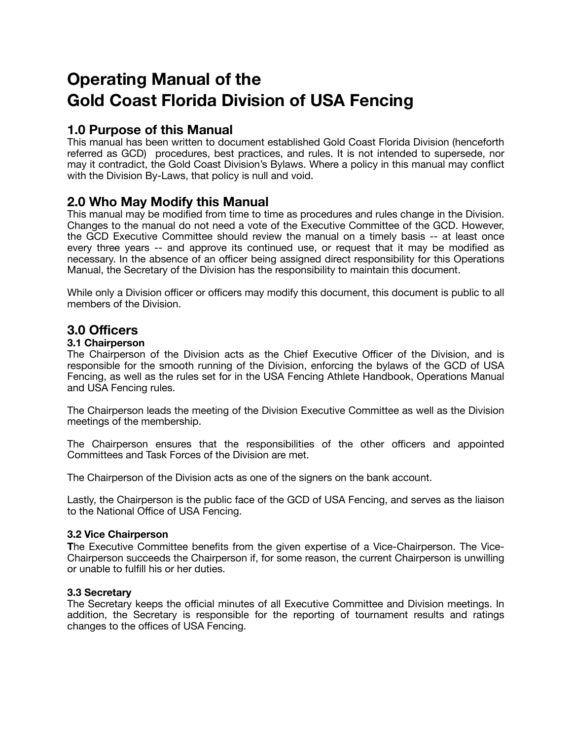# Operating Manual of the Gold Coast Florida Division of USA Fencing

## 1.0 Purpose of this Manual

This manual has been written to document established Gold Coast Florida Division (henceforth referred as GCD)  procedures, best practices, and rules. It is not intended to supersede, nor may it contradict, the Gold Coast Division's Bylaws. Where a policy in this manual may conflict with the Division By-Laws, that policy is null and void.

## 2.0 Who May Modify this Manual

This manual may be modified from time to time as procedures and rules change in the Division. Changes to the manual do not need a vote of the Executive Committee of the GCD. However, the GCD Executive Committee should review the manual on a timely basis -- at least once every three years -- and approve its continued use, or request that it may be modified as necessary. In the absence of an officer being assigned direct responsibility for this Operations Manual, the Secretary of the Division has the responsibility to maintain this document.

While only a Division officer or officers may modify this document, this document is public to all members of the Division.

## 3.0 Officers

### 3.1 Chairperson

The Chairperson of the Division acts as the Chief Executive Officer of the Division, and is responsible for the smooth running of the Division, enforcing the bylaws of the GCD of USA Fencing, as well as the rules set for in the USA Fencing Athlete Handbook, Operations Manual and USA Fencing rules.

The Chairperson leads the meeting of the Division Executive Committee as well as the Division meetings of the membership.

The Chairperson ensures that the responsibilities of the other officers and appointed Committees and Task Forces of the Division are met.

The Chairperson of the Division acts as one of the signers on the bank account.

Lastly, the Chairperson is the public face of the GCD of USA Fencing, and serves as the liaison to the National Office of USA Fencing.

### 3.2 Vice Chairperson

**T**he Executive Committee benefits from the given expertise of a Vice-Chairperson. The Vice-Chairperson succeeds the Chairperson if, for some reason, the current Chairperson is unwilling or unable to fulfill his or her duties.

### 3.3 Secretary

The Secretary keeps the official minutes of all Executive Committee and Division meetings. In addition, the Secretary is responsible for the reporting of tournament results and ratings changes to the offices of USA Fencing.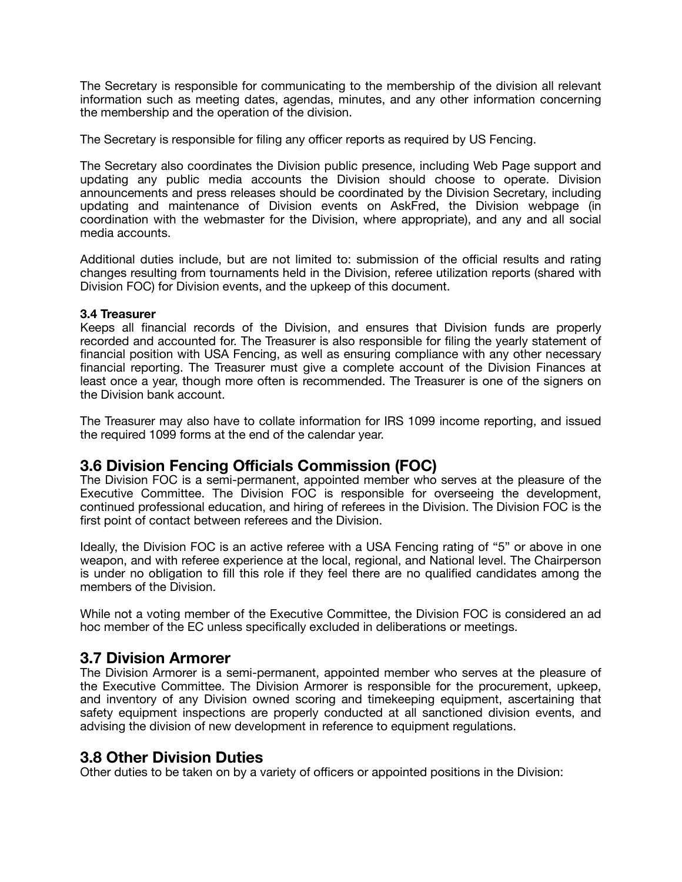The Secretary is responsible for communicating to the membership of the division all relevant information such as meeting dates, agendas, minutes, and any other information concerning the membership and the operation of the division.

The Secretary is responsible for filing any officer reports as required by US Fencing.

The Secretary also coordinates the Division public presence, including Web Page support and updating any public media accounts the Division should choose to operate. Division announcements and press releases should be coordinated by the Division Secretary, including updating and maintenance of Division events on AskFred, the Division webpage (in coordination with the webmaster for the Division, where appropriate), and any and all social media accounts.

Additional duties include, but are not limited to: submission of the official results and rating changes resulting from tournaments held in the Division, referee utilization reports (shared with Division FOC) for Division events, and the upkeep of this document.

#### 3.4 Treasurer

Keeps all financial records of the Division, and ensures that Division funds are properly recorded and accounted for. The Treasurer is also responsible for filing the yearly statement of financial position with USA Fencing, as well as ensuring compliance with any other necessary financial reporting. The Treasurer must give a complete account of the Division Finances at least once a year, though more often is recommended. The Treasurer is one of the signers on the Division bank account.

The Treasurer may also have to collate information for IRS 1099 income reporting, and issued the required 1099 forms at the end of the calendar year.

## 3.6 Division Fencing Officials Commission (FOC)

The Division FOC is a semi-permanent, appointed member who serves at the pleasure of the Executive Committee. The Division FOC is responsible for overseeing the development, continued professional education, and hiring of referees in the Division. The Division FOC is the first point of contact between referees and the Division.

Ideally, the Division FOC is an active referee with a USA Fencing rating of "5" or above in one weapon, and with referee experience at the local, regional, and National level. The Chairperson is under no obligation to fill this role if they feel there are no qualified candidates among the members of the Division.

While not a voting member of the Executive Committee, the Division FOC is considered an ad hoc member of the EC unless specifically excluded in deliberations or meetings.

## 3.7 Division Armorer

The Division Armorer is a semi-permanent, appointed member who serves at the pleasure of the Executive Committee. The Division Armorer is responsible for the procurement, upkeep, and inventory of any Division owned scoring and timekeeping equipment, ascertaining that safety equipment inspections are properly conducted at all sanctioned division events, and advising the division of new development in reference to equipment regulations.

## 3.8 Other Division Duties

Other duties to be taken on by a variety of officers or appointed positions in the Division: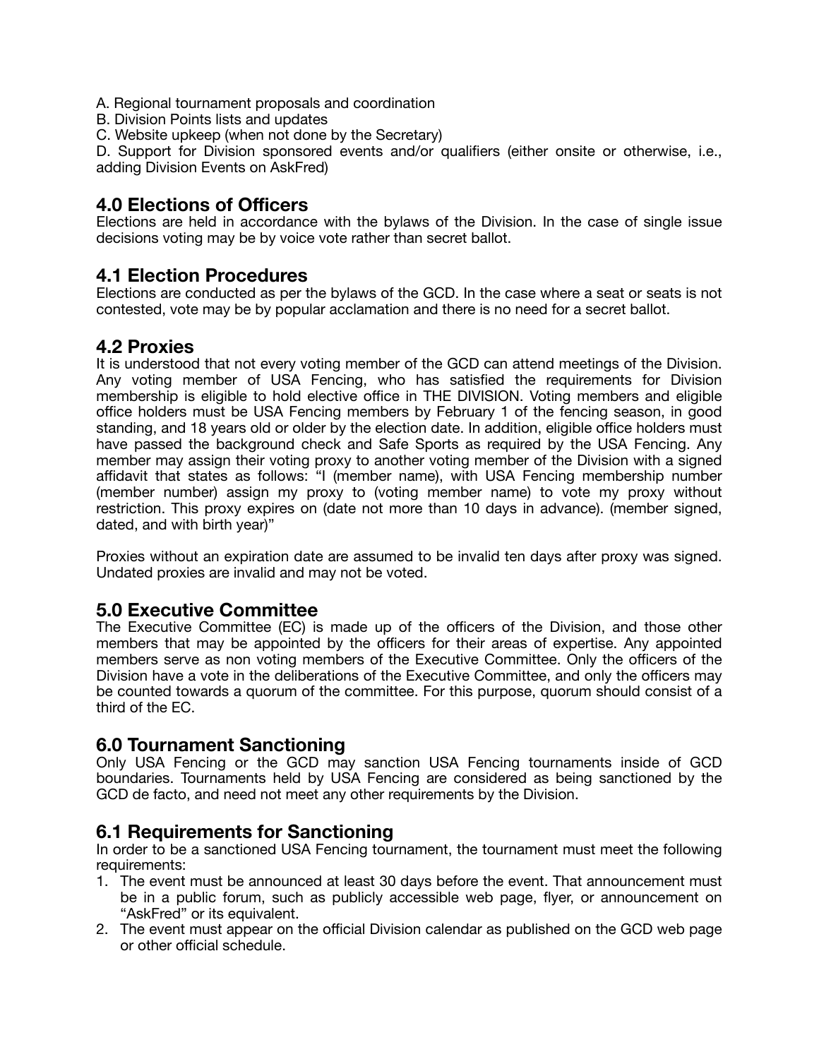A. Regional tournament proposals and coordination
B. Division Points lists and updates
C. Website upkeep (when not done by the Secretary)
D. Support for Division sponsored events and/or qualifiers (either onsite or otherwise, i.e., adding Division Events on AskFred)

## 4.0 Elections of Officers

Elections are held in accordance with the bylaws of the Division. In the case of single issue decisions voting may be by voice vote rather than secret ballot.

## 4.1 Election Procedures

Elections are conducted as per the bylaws of the GCD. In the case where a seat or seats is not contested, vote may be by popular acclamation and there is no need for a secret ballot.

## 4.2 Proxies

It is understood that not every voting member of the GCD can attend meetings of the Division. Any voting member of USA Fencing, who has satisfied the requirements for Division membership is eligible to hold elective office in THE DIVISION. Voting members and eligible office holders must be USA Fencing members by February 1 of the fencing season, in good standing, and 18 years old or older by the election date. In addition, eligible office holders must have passed the background check and Safe Sports as required by the USA Fencing. Any member may assign their voting proxy to another voting member of the Division with a signed affidavit that states as follows: "I (member name), with USA Fencing membership number (member number) assign my proxy to (voting member name) to vote my proxy without restriction. This proxy expires on (date not more than 10 days in advance). (member signed, dated, and with birth year)"

Proxies without an expiration date are assumed to be invalid ten days after proxy was signed. Undated proxies are invalid and may not be voted.

## 5.0 Executive Committee

The Executive Committee (EC) is made up of the officers of the Division, and those other members that may be appointed by the officers for their areas of expertise. Any appointed members serve as non voting members of the Executive Committee. Only the officers of the Division have a vote in the deliberations of the Executive Committee, and only the officers may be counted towards a quorum of the committee. For this purpose, quorum should consist of a third of the EC.

## 6.0 Tournament Sanctioning

Only USA Fencing or the GCD may sanction USA Fencing tournaments inside of GCD boundaries. Tournaments held by USA Fencing are considered as being sanctioned by the GCD de facto, and need not meet any other requirements by the Division.

## 6.1 Requirements for Sanctioning

In order to be a sanctioned USA Fencing tournament, the tournament must meet the following requirements:

1. The event must be announced at least 30 days before the event. That announcement must be in a public forum, such as publicly accessible web page, flyer, or announcement on "AskFred" or its equivalent.
2. The event must appear on the official Division calendar as published on the GCD web page or other official schedule.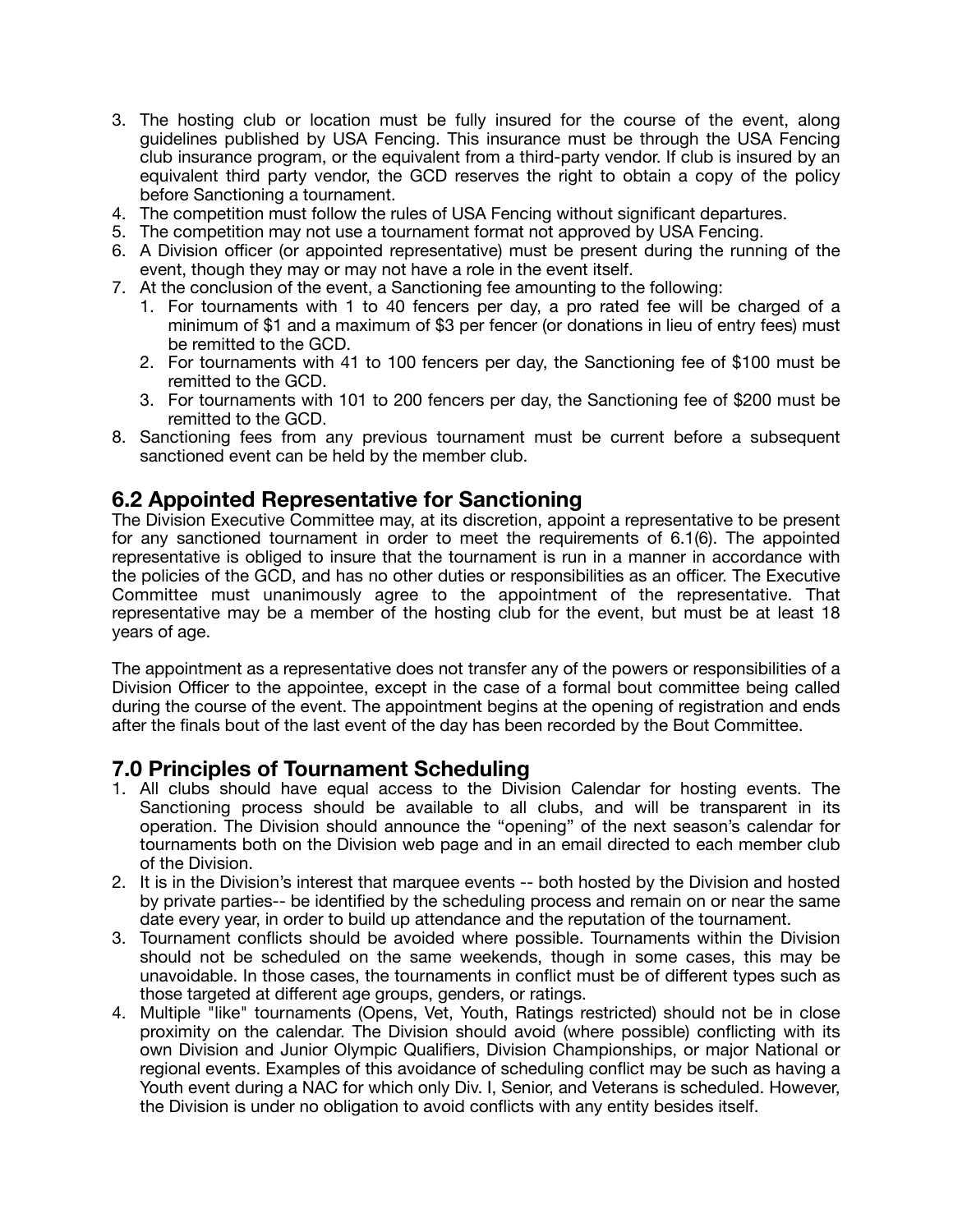3. The hosting club or location must be fully insured for the course of the event, along guidelines published by USA Fencing. This insurance must be through the USA Fencing club insurance program, or the equivalent from a third-party vendor. If club is insured by an equivalent third party vendor, the GCD reserves the right to obtain a copy of the policy before Sanctioning a tournament.
4. The competition must follow the rules of USA Fencing without significant departures.
5. The competition may not use a tournament format not approved by USA Fencing.
6. A Division officer (or appointed representative) must be present during the running of the event, though they may or may not have a role in the event itself.
7. At the conclusion of the event, a Sanctioning fee amounting to the following:
   1. For tournaments with 1 to 40 fencers per day, a pro rated fee will be charged of a minimum of $1 and a maximum of $3 per fencer (or donations in lieu of entry fees) must be remitted to the GCD.
   2. For tournaments with 41 to 100 fencers per day, the Sanctioning fee of $100 must be remitted to the GCD.
   3. For tournaments with 101 to 200 fencers per day, the Sanctioning fee of $200 must be remitted to the GCD.
8. Sanctioning fees from any previous tournament must be current before a subsequent sanctioned event can be held by the member club.

## 6.2 Appointed Representative for Sanctioning

The Division Executive Committee may, at its discretion, appoint a representative to be present for any sanctioned tournament in order to meet the requirements of 6.1(6). The appointed representative is obliged to insure that the tournament is run in a manner in accordance with the policies of the GCD, and has no other duties or responsibilities as an officer. The Executive Committee must unanimously agree to the appointment of the representative. That representative may be a member of the hosting club for the event, but must be at least 18 years of age.

The appointment as a representative does not transfer any of the powers or responsibilities of a Division Officer to the appointee, except in the case of a formal bout committee being called during the course of the event. The appointment begins at the opening of registration and ends after the finals bout of the last event of the day has been recorded by the Bout Committee.

## 7.0 Principles of Tournament Scheduling

1. All clubs should have equal access to the Division Calendar for hosting events. The Sanctioning process should be available to all clubs, and will be transparent in its operation. The Division should announce the “opening” of the next season’s calendar for tournaments both on the Division web page and in an email directed to each member club of the Division.
2. It is in the Division’s interest that marquee events -- both hosted by the Division and hosted by private parties-- be identified by the scheduling process and remain on or near the same date every year, in order to build up attendance and the reputation of the tournament.
3. Tournament conflicts should be avoided where possible. Tournaments within the Division should not be scheduled on the same weekends, though in some cases, this may be unavoidable. In those cases, the tournaments in conflict must be of different types such as those targeted at different age groups, genders, or ratings.
4. Multiple "like" tournaments (Opens, Vet, Youth, Ratings restricted) should not be in close proximity on the calendar. The Division should avoid (where possible) conflicting with its own Division and Junior Olympic Qualifiers, Division Championships, or major National or regional events. Examples of this avoidance of scheduling conflict may be such as having a Youth event during a NAC for which only Div. I, Senior, and Veterans is scheduled. However, the Division is under no obligation to avoid conflicts with any entity besides itself.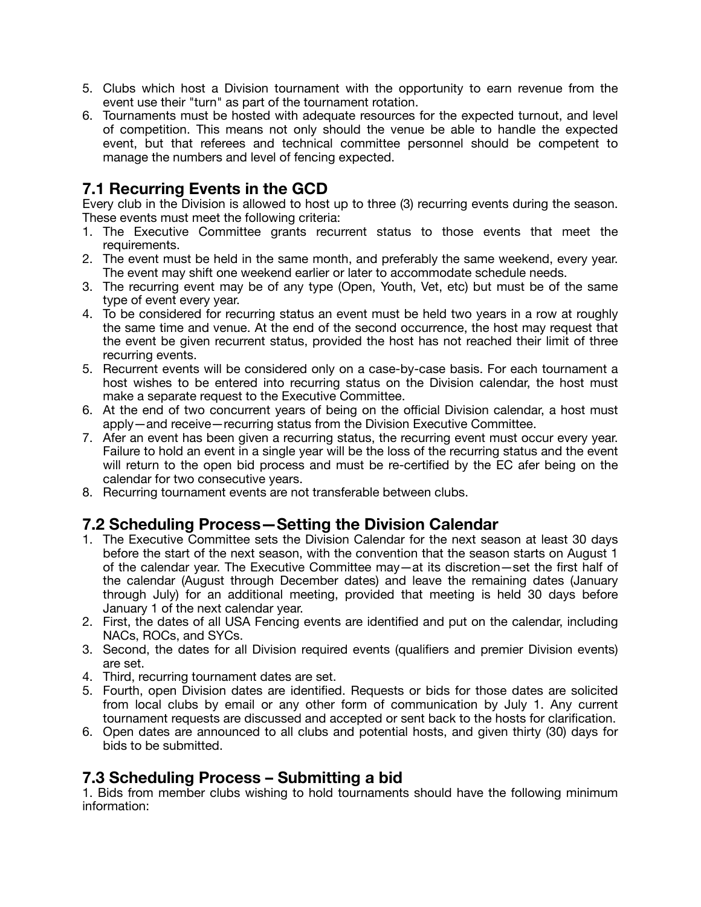5. Clubs which host a Division tournament with the opportunity to earn revenue from the event use their "turn" as part of the tournament rotation.
6. Tournaments must be hosted with adequate resources for the expected turnout, and level of competition. This means not only should the venue be able to handle the expected event, but that referees and technical committee personnel should be competent to manage the numbers and level of fencing expected.

## 7.1 Recurring Events in the GCD

Every club in the Division is allowed to host up to three (3) recurring events during the season. These events must meet the following criteria:

1. The Executive Committee grants recurrent status to those events that meet the requirements.
2. The event must be held in the same month, and preferably the same weekend, every year. The event may shift one weekend earlier or later to accommodate schedule needs.
3. The recurring event may be of any type (Open, Youth, Vet, etc) but must be of the same type of event every year.
4. To be considered for recurring status an event must be held two years in a row at roughly the same time and venue. At the end of the second occurrence, the host may request that the event be given recurrent status, provided the host has not reached their limit of three recurring events.
5. Recurrent events will be considered only on a case-by-case basis. For each tournament a host wishes to be entered into recurring status on the Division calendar, the host must make a separate request to the Executive Committee.
6. At the end of two concurrent years of being on the official Division calendar, a host must apply—and receive—recurring status from the Division Executive Committee.
7. Afer an event has been given a recurring status, the recurring event must occur every year. Failure to hold an event in a single year will be the loss of the recurring status and the event will return to the open bid process and must be re-certified by the EC afer being on the calendar for two consecutive years.
8. Recurring tournament events are not transferable between clubs.

## 7.2 Scheduling Process—Setting the Division Calendar

1. The Executive Committee sets the Division Calendar for the next season at least 30 days before the start of the next season, with the convention that the season starts on August 1 of the calendar year. The Executive Committee may—at its discretion—set the first half of the calendar (August through December dates) and leave the remaining dates (January through July) for an additional meeting, provided that meeting is held 30 days before January 1 of the next calendar year.
2. First, the dates of all USA Fencing events are identified and put on the calendar, including NACs, ROCs, and SYCs.
3. Second, the dates for all Division required events (qualifiers and premier Division events) are set.
4. Third, recurring tournament dates are set.
5. Fourth, open Division dates are identified. Requests or bids for those dates are solicited from local clubs by email or any other form of communication by July 1. Any current tournament requests are discussed and accepted or sent back to the hosts for clarification.
6. Open dates are announced to all clubs and potential hosts, and given thirty (30) days for bids to be submitted.

## 7.3 Scheduling Process – Submitting a bid

1. Bids from member clubs wishing to hold tournaments should have the following minimum information: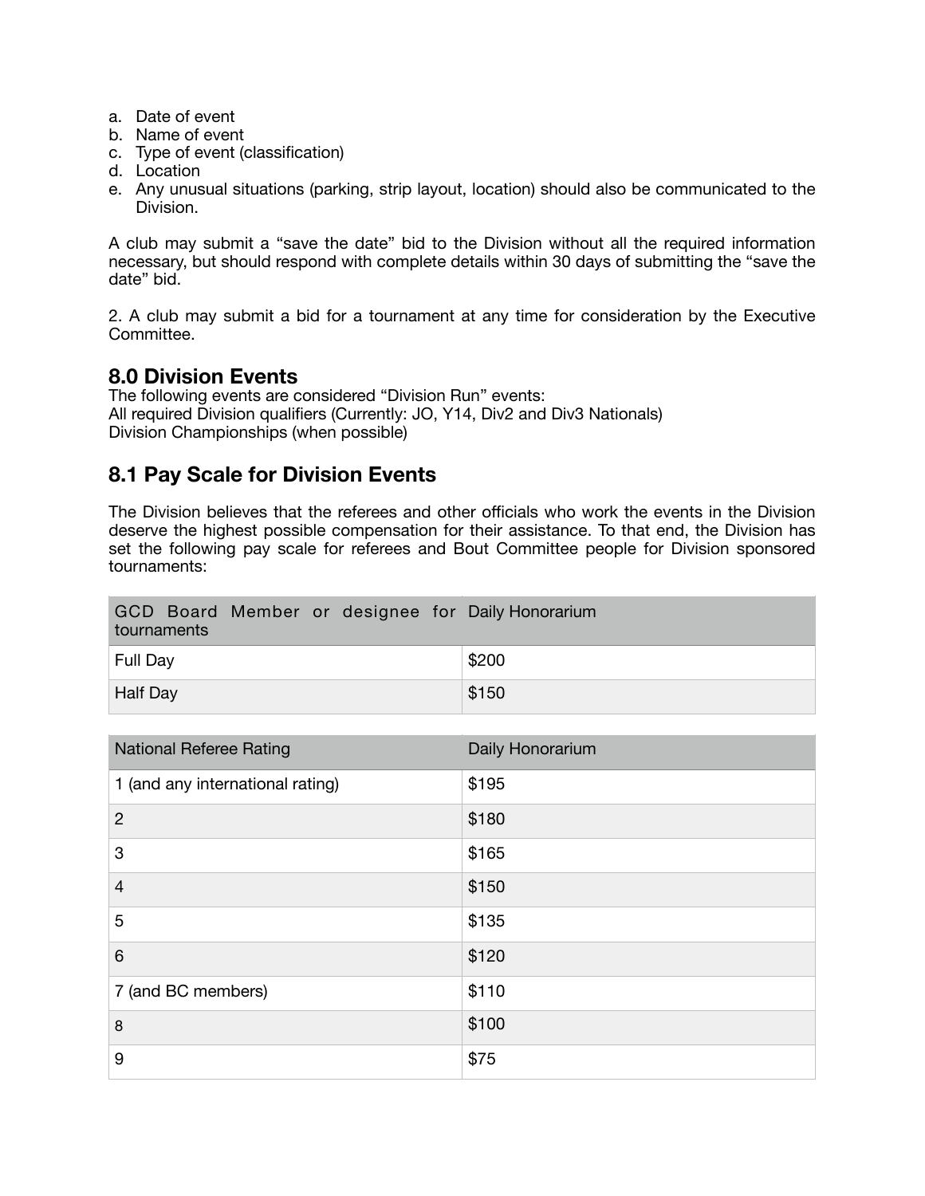a. Date of event
b. Name of event
c. Type of event (classification)
d. Location
e. Any unusual situations (parking, strip layout, location) should also be communicated to the Division.

A club may submit a "save the date" bid to the Division without all the required information necessary, but should respond with complete details within 30 days of submitting the "save the date" bid.

2. A club may submit a bid for a tournament at any time for consideration by the Executive Committee.

## 8.0 Division Events

The following events are considered "Division Run" events:
All required Division qualifiers (Currently: JO, Y14, Div2 and Div3 Nationals)
Division Championships (when possible)

## 8.1 Pay Scale for Division Events

The Division believes that the referees and other officials who work the events in the Division deserve the highest possible compensation for their assistance. To that end, the Division has set the following pay scale for referees and Bout Committee people for Division sponsored tournaments:

| GCD Board Member or designee for tournaments | Daily Honorarium |
|---|---|
| Full Day | $200 |
| Half Day | $150 |

| National Referee Rating | Daily Honorarium |
|---|---|
| 1 (and any international rating) | $195 |
| 2 | $180 |
| 3 | $165 |
| 4 | $150 |
| 5 | $135 |
| 6 | $120 |
| 7 (and BC members) | $110 |
| 8 | $100 |
| 9 | $75 |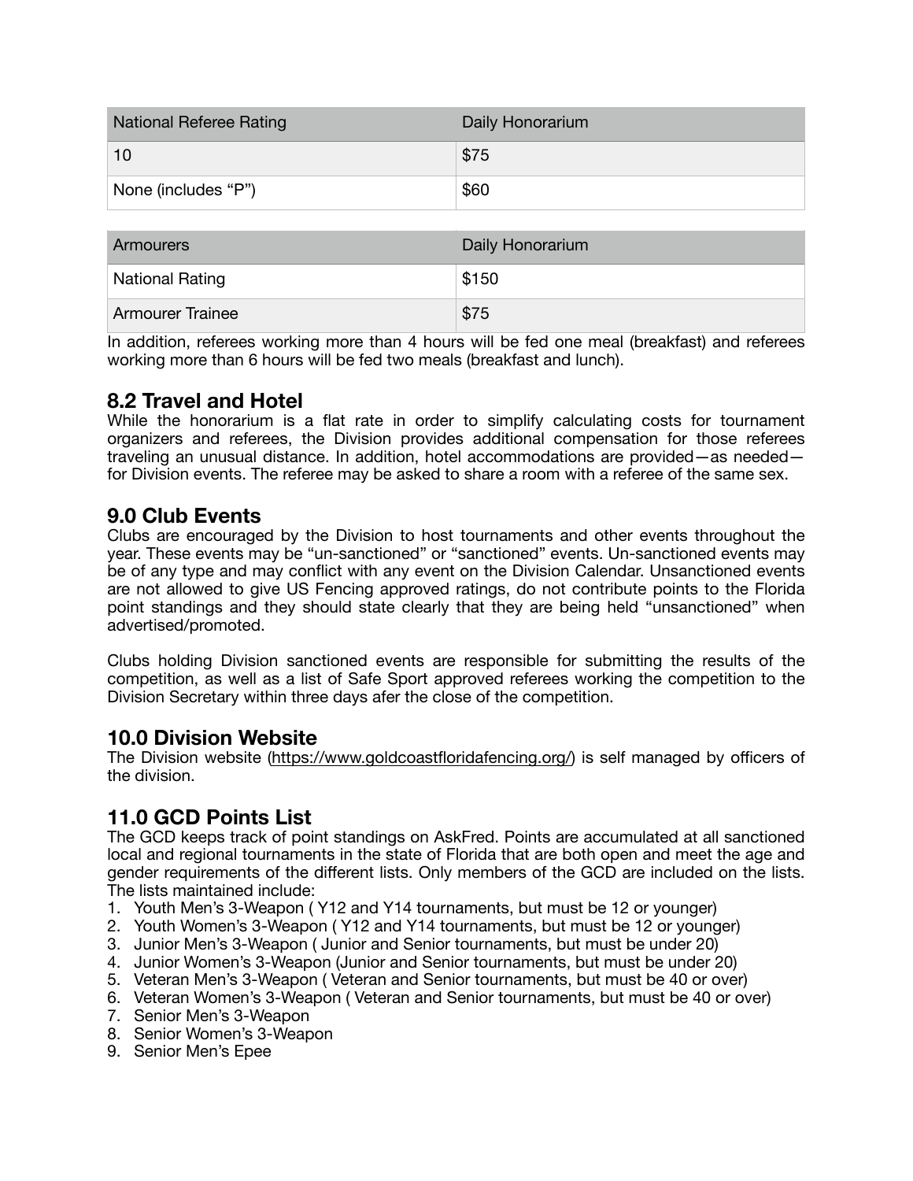| National Referee Rating | Daily Honorarium |
| --- | --- |
| 10 | $75 |
| None (includes “P”) | $60 |

| Armourers | Daily Honorarium |
| --- | --- |
| National Rating | $150 |
| Armourer Trainee | $75 |

In addition, referees working more than 4 hours will be fed one meal (breakfast) and referees working more than 6 hours will be fed two meals (breakfast and lunch).

## 8.2 Travel and Hotel

While the honorarium is a flat rate in order to simplify calculating costs for tournament organizers and referees, the Division provides additional compensation for those referees traveling an unusual distance. In addition, hotel accommodations are provided—as needed—for Division events. The referee may be asked to share a room with a referee of the same sex.

## 9.0 Club Events

Clubs are encouraged by the Division to host tournaments and other events throughout the year. These events may be “un-sanctioned” or “sanctioned” events. Un-sanctioned events may be of any type and may conflict with any event on the Division Calendar. Unsanctioned events are not allowed to give US Fencing approved ratings, do not contribute points to the Florida point standings and they should state clearly that they are being held “unsanctioned” when advertised/promoted.

Clubs holding Division sanctioned events are responsible for submitting the results of the competition, as well as a list of Safe Sport approved referees working the competition to the Division Secretary within three days afer the close of the competition.

## 10.0 Division Website

The Division website (https://www.goldcoastfloridafencing.org/) is self managed by officers of the division.

## 11.0 GCD Points List

The GCD keeps track of point standings on AskFred. Points are accumulated at all sanctioned local and regional tournaments in the state of Florida that are both open and meet the age and gender requirements of the different lists. Only members of the GCD are included on the lists. The lists maintained include:

1. Youth Men’s 3-Weapon ( Y12 and Y14 tournaments, but must be 12 or younger)
2. Youth Women’s 3-Weapon ( Y12 and Y14 tournaments, but must be 12 or younger)
3. Junior Men’s 3-Weapon ( Junior and Senior tournaments, but must be under 20)
4. Junior Women’s 3-Weapon (Junior and Senior tournaments, but must be under 20)
5. Veteran Men’s 3-Weapon ( Veteran and Senior tournaments, but must be 40 or over)
6. Veteran Women’s 3-Weapon ( Veteran and Senior tournaments, but must be 40 or over)
7. Senior Men’s 3-Weapon
8. Senior Women’s 3-Weapon
9. Senior Men’s Epee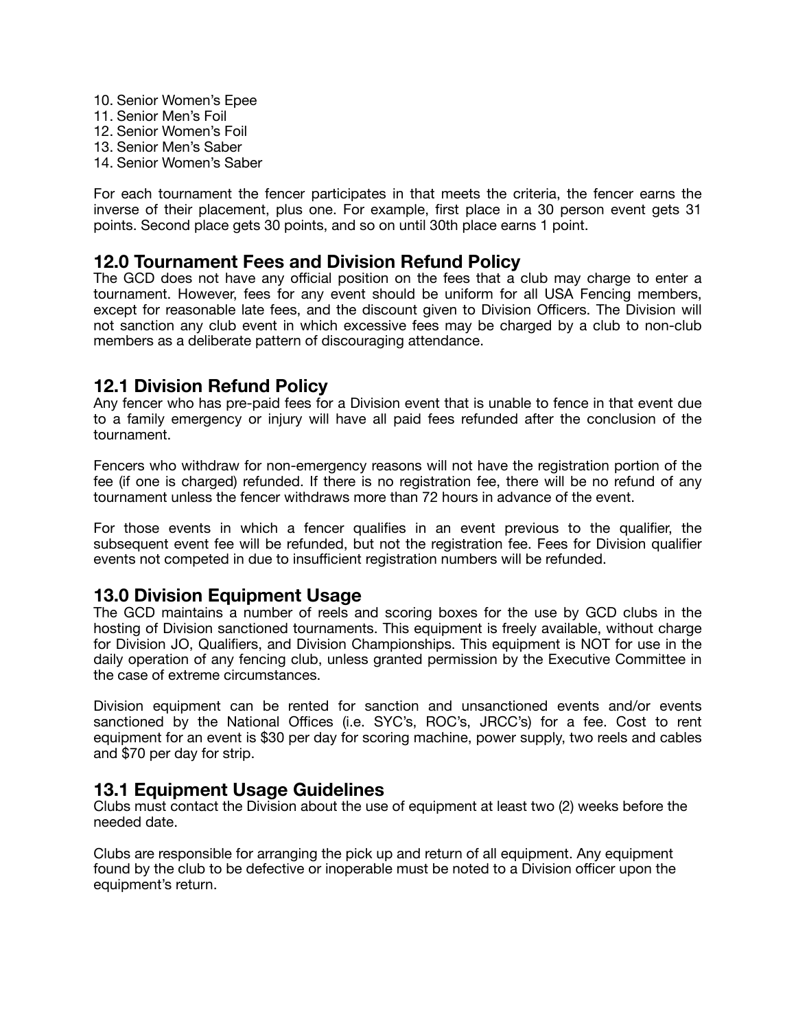10. Senior Women's Epee
11. Senior Men's Foil
12. Senior Women's Foil
13. Senior Men's Saber
14. Senior Women's Saber

For each tournament the fencer participates in that meets the criteria, the fencer earns the inverse of their placement, plus one. For example, first place in a 30 person event gets 31 points. Second place gets 30 points, and so on until 30th place earns 1 point.

## 12.0 Tournament Fees and Division Refund Policy

The GCD does not have any official position on the fees that a club may charge to enter a tournament. However, fees for any event should be uniform for all USA Fencing members, except for reasonable late fees, and the discount given to Division Officers. The Division will not sanction any club event in which excessive fees may be charged by a club to non-club members as a deliberate pattern of discouraging attendance.

## 12.1 Division Refund Policy

Any fencer who has pre-paid fees for a Division event that is unable to fence in that event due to a family emergency or injury will have all paid fees refunded after the conclusion of the tournament.

Fencers who withdraw for non-emergency reasons will not have the registration portion of the fee (if one is charged) refunded. If there is no registration fee, there will be no refund of any tournament unless the fencer withdraws more than 72 hours in advance of the event.

For those events in which a fencer qualifies in an event previous to the qualifier, the subsequent event fee will be refunded, but not the registration fee. Fees for Division qualifier events not competed in due to insufficient registration numbers will be refunded.

## 13.0 Division Equipment Usage

The GCD maintains a number of reels and scoring boxes for the use by GCD clubs in the hosting of Division sanctioned tournaments. This equipment is freely available, without charge for Division JO, Qualifiers, and Division Championships. This equipment is NOT for use in the daily operation of any fencing club, unless granted permission by the Executive Committee in the case of extreme circumstances.

Division equipment can be rented for sanction and unsanctioned events and/or events sanctioned by the National Offices (i.e. SYC's, ROC's, JRCC's) for a fee. Cost to rent equipment for an event is $30 per day for scoring machine, power supply, two reels and cables and $70 per day for strip.

## 13.1 Equipment Usage Guidelines

Clubs must contact the Division about the use of equipment at least two (2) weeks before the needed date.

Clubs are responsible for arranging the pick up and return of all equipment. Any equipment found by the club to be defective or inoperable must be noted to a Division officer upon the equipment's return.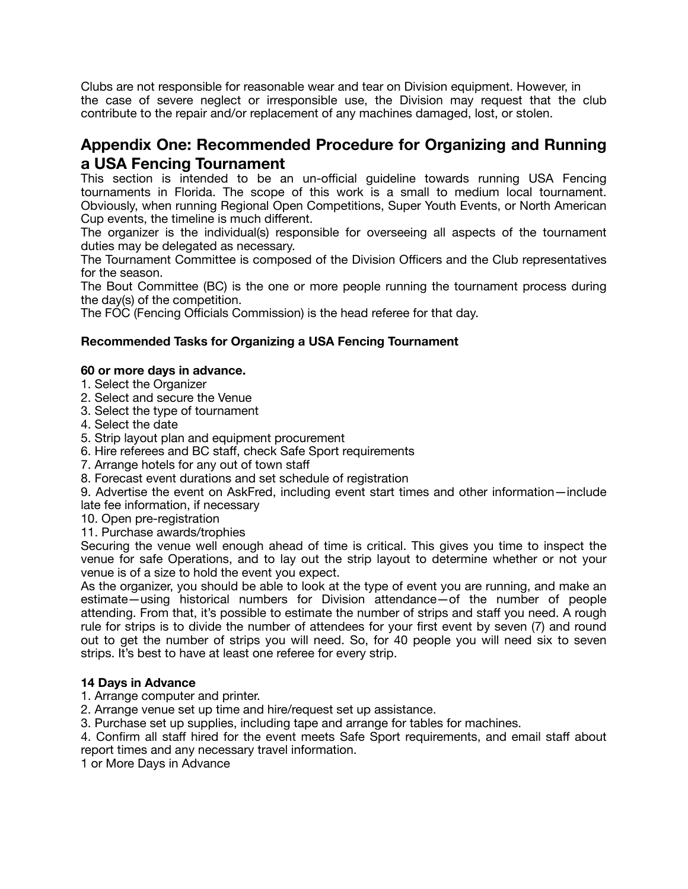Clubs are not responsible for reasonable wear and tear on Division equipment. However, in the case of severe neglect or irresponsible use, the Division may request that the club contribute to the repair and/or replacement of any machines damaged, lost, or stolen.

## Appendix One: Recommended Procedure for Organizing and Running a USA Fencing Tournament

This section is intended to be an un-official guideline towards running USA Fencing tournaments in Florida. The scope of this work is a small to medium local tournament. Obviously, when running Regional Open Competitions, Super Youth Events, or North American Cup events, the timeline is much different.

The organizer is the individual(s) responsible for overseeing all aspects of the tournament duties may be delegated as necessary.

The Tournament Committee is composed of the Division Officers and the Club representatives for the season.

The Bout Committee (BC) is the one or more people running the tournament process during the day(s) of the competition.

The FOC (Fencing Officials Commission) is the head referee for that day.

**Recommended Tasks for Organizing a USA Fencing Tournament**

**60 or more days in advance.**

1. Select the Organizer
2. Select and secure the Venue
3. Select the type of tournament
4. Select the date
5. Strip layout plan and equipment procurement
6. Hire referees and BC staff, check Safe Sport requirements
7. Arrange hotels for any out of town staff
8. Forecast event durations and set schedule of registration
9. Advertise the event on AskFred, including event start times and other information—include late fee information, if necessary
10. Open pre-registration
11. Purchase awards/trophies

Securing the venue well enough ahead of time is critical. This gives you time to inspect the venue for safe Operations, and to lay out the strip layout to determine whether or not your venue is of a size to hold the event you expect.

As the organizer, you should be able to look at the type of event you are running, and make an estimate—using historical numbers for Division attendance—of the number of people attending. From that, it's possible to estimate the number of strips and staff you need. A rough rule for strips is to divide the number of attendees for your first event by seven (7) and round out to get the number of strips you will need. So, for 40 people you will need six to seven strips. It's best to have at least one referee for every strip.

**14 Days in Advance**

1. Arrange computer and printer.
2. Arrange venue set up time and hire/request set up assistance.
3. Purchase set up supplies, including tape and arrange for tables for machines.
4. Confirm all staff hired for the event meets Safe Sport requirements, and email staff about report times and any necessary travel information.

1 or More Days in Advance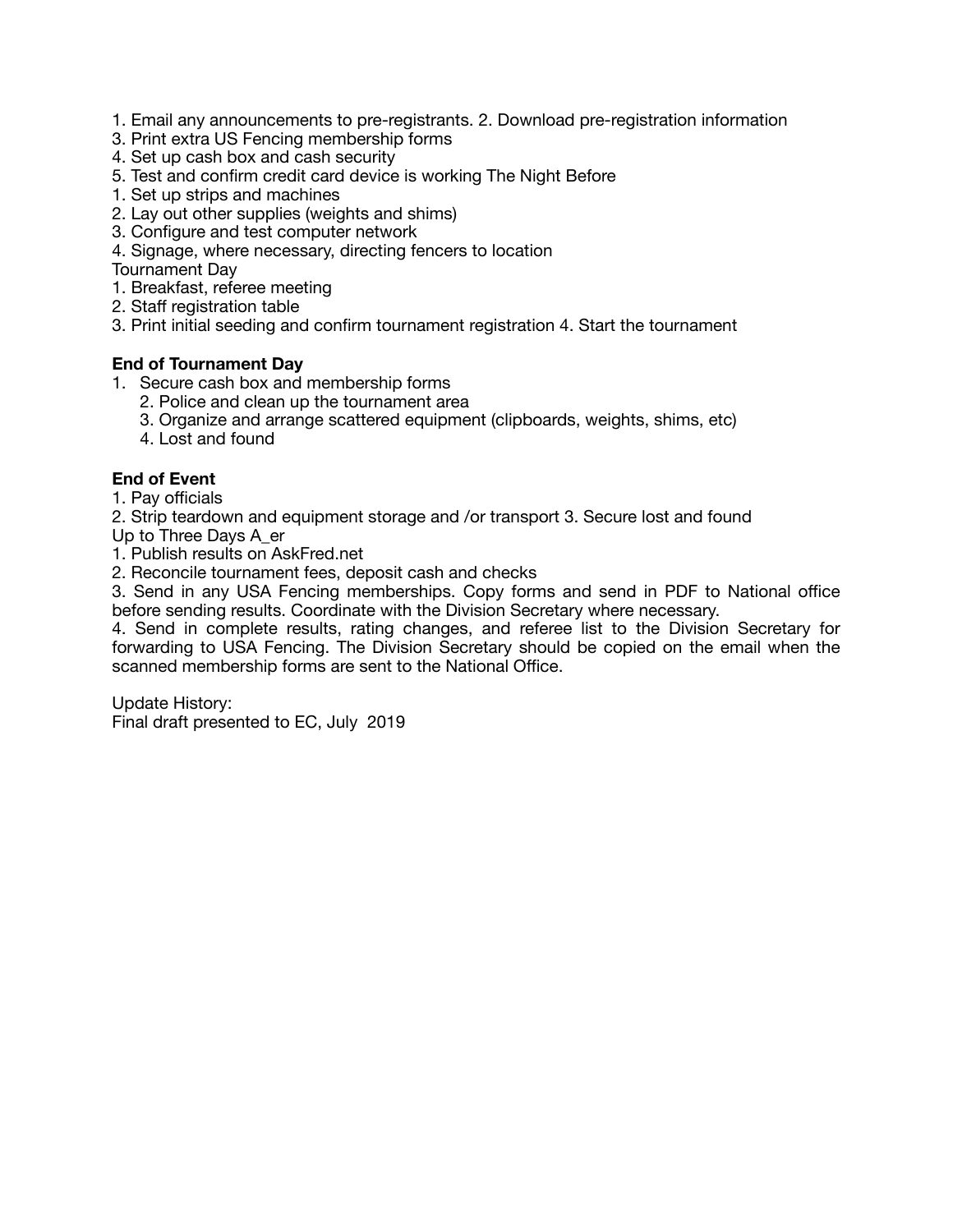1. Email any announcements to pre-registrants. 2. Download pre-registration information
3. Print extra US Fencing membership forms
4. Set up cash box and cash security
5. Test and confirm credit card device is working The Night Before
1. Set up strips and machines
2. Lay out other supplies (weights and shims)
3. Configure and test computer network
4. Signage, where necessary, directing fencers to location

Tournament Day

1. Breakfast, referee meeting
2. Staff registration table
3. Print initial seeding and confirm tournament registration 4. Start the tournament

**End of Tournament Day**

1. Secure cash box and membership forms
2. Police and clean up the tournament area
3. Organize and arrange scattered equipment (clipboards, weights, shims, etc)
4. Lost and found

**End of Event**

1. Pay officials
2. Strip teardown and equipment storage and /or transport 3. Secure lost and found

Up to Three Days A_er

1. Publish results on AskFred.net
2. Reconcile tournament fees, deposit cash and checks
3. Send in any USA Fencing memberships. Copy forms and send in PDF to National office before sending results. Coordinate with the Division Secretary where necessary.
4. Send in complete results, rating changes, and referee list to the Division Secretary for forwarding to USA Fencing. The Division Secretary should be copied on the email when the scanned membership forms are sent to the National Office.

Update History:
Final draft presented to EC, July 2019